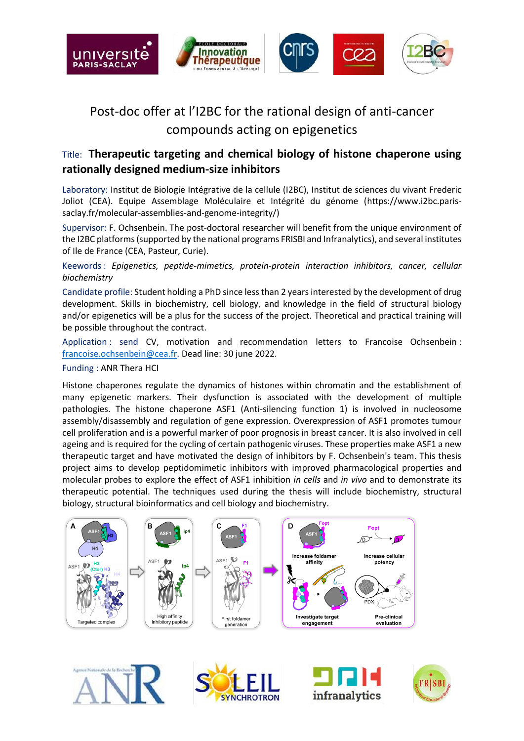# Post-doc offer at l'I2BC for the rational design of anti-cancer compounds acting on epigenetics

## Title: **Therapeutic targeting and chemical biology of histone chaperone using rationally designed medium-size inhibitors**

Laboratory: Institut de Biologie Intégrative de la cellule (I2BC), Institut de sciences du vivant Frederic Joliot (CEA). Equipe Assemblage Moléculaire et Intégrité du génome (https://www.i2bc.paris-saclay.fr/molecular-assemblies-and-genome-integrity/)

Supervisor: F. Ochsenbein. The post-doctoral researcher will benefit from the unique environment of the I2BC platforms (supported by the national programs FRISBI and Infranalytics), and several institutes of Ile de France (CEA, Pasteur, Curie).

Keewords : *Epigenetics, peptide-mimetics, protein-protein interaction inhibitors, cancer, cellular biochemistry*

Candidate profile: Student holding a PhD since less than 2 years interested by the development of drug development. Skills in biochemistry, cell biology, and knowledge in the field of structural biology and/or epigenetics will be a plus for the success of the project. Theoretical and practical training will be possible throughout the contract.

Application : send CV, motivation and recommendation letters to Francoise Ochsenbein : francoise.ochsenbein@cea.fr. Dead line: 30 june 2022.

Funding : ANR Thera HCI

Histone chaperones regulate the dynamics of histones within chromatin and the establishment of many epigenetic markers. Their dysfunction is associated with the development of multiple pathologies. The histone chaperone ASF1 (Anti-silencing function 1) is involved in nucleosome assembly/disassembly and regulation of gene expression. Overexpression of ASF1 promotes tumour cell proliferation and is a powerful marker of poor prognosis in breast cancer. It is also involved in cell ageing and is required for the cycling of certain pathogenic viruses. These properties make ASF1 a new therapeutic target and have motivated the design of inhibitors by F. Ochsenbein's team. This thesis project aims to develop peptidomimetic inhibitors with improved pharmacological properties and molecular probes to explore the effect of ASF1 inhibition *in cells* and *in vivo* and to demonstrate its therapeutic potential. The techniques used during the thesis will include biochemistry, structural biology, structural bioinformatics and cell biology and biochemistry.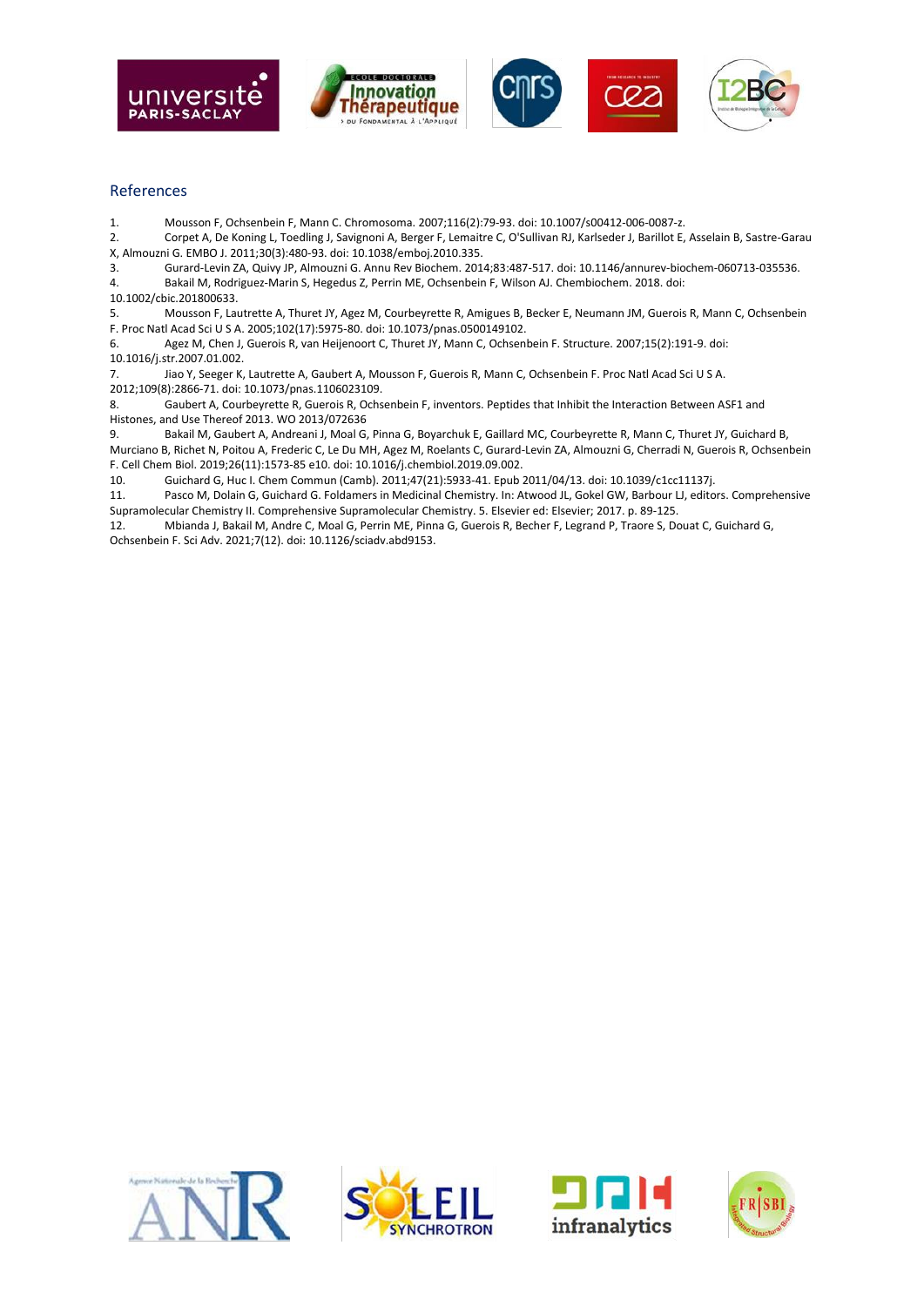## References

1. Mousson F, Ochsenbein F, Mann C. Chromosoma. 2007;116(2):79-93. doi: 10.1007/s00412-006-0087-z.
2. Corpet A, De Koning L, Toedling J, Savignoni A, Berger F, Lemaitre C, O'Sullivan RJ, Karlseder J, Barillot E, Asselain B, Sastre-Garau X, Almouzni G. EMBO J. 2011;30(3):480-93. doi: 10.1038/emboj.2010.335.
3. Gurard-Levin ZA, Quivy JP, Almouzni G. Annu Rev Biochem. 2014;83:487-517. doi: 10.1146/annurev-biochem-060713-035536.
4. Bakail M, Rodriguez-Marin S, Hegedus Z, Perrin ME, Ochsenbein F, Wilson AJ. Chembiochem. 2018. doi: 10.1002/cbic.201800633.
5. Mousson F, Lautrette A, Thuret JY, Agez M, Courbeyrette R, Amigues B, Becker E, Neumann JM, Guerois R, Mann C, Ochsenbein F. Proc Natl Acad Sci U S A. 2005;102(17):5975-80. doi: 10.1073/pnas.0500149102.
6. Agez M, Chen J, Guerois R, van Heijenoort C, Thuret JY, Mann C, Ochsenbein F. Structure. 2007;15(2):191-9. doi: 10.1016/j.str.2007.01.002.
7. Jiao Y, Seeger K, Lautrette A, Gaubert A, Mousson F, Guerois R, Mann C, Ochsenbein F. Proc Natl Acad Sci U S A. 2012;109(8):2866-71. doi: 10.1073/pnas.1106023109.
8. Gaubert A, Courbeyrette R, Guerois R, Ochsenbein F, inventors. Peptides that Inhibit the Interaction Between ASF1 and Histones, and Use Thereof 2013. WO 2013/072636
9. Bakail M, Gaubert A, Andreani J, Moal G, Pinna G, Boyarchuk E, Gaillard MC, Courbeyrette R, Mann C, Thuret JY, Guichard B, Murciano B, Richet N, Poitou A, Frederic C, Le Du MH, Agez M, Roelants C, Gurard-Levin ZA, Almouzni G, Cherradi N, Guerois R, Ochsenbein F. Cell Chem Biol. 2019;26(11):1573-85 e10. doi: 10.1016/j.chembiol.2019.09.002.
10. Guichard G, Huc I. Chem Commun (Camb). 2011;47(21):5933-41. Epub 2011/04/13. doi: 10.1039/c1cc11137j.
11. Pasco M, Dolain G, Guichard G. Foldamers in Medicinal Chemistry. In: Atwood JL, Gokel GW, Barbour LJ, editors. Comprehensive Supramolecular Chemistry II. Comprehensive Supramolecular Chemistry. 5. Elsevier ed: Elsevier; 2017. p. 89-125.
12. Mbianda J, Bakail M, Andre C, Moal G, Perrin ME, Pinna G, Guerois R, Becher F, Legrand P, Traore S, Douat C, Guichard G, Ochsenbein F. Sci Adv. 2021;7(12). doi: 10.1126/sciadv.abd9153.